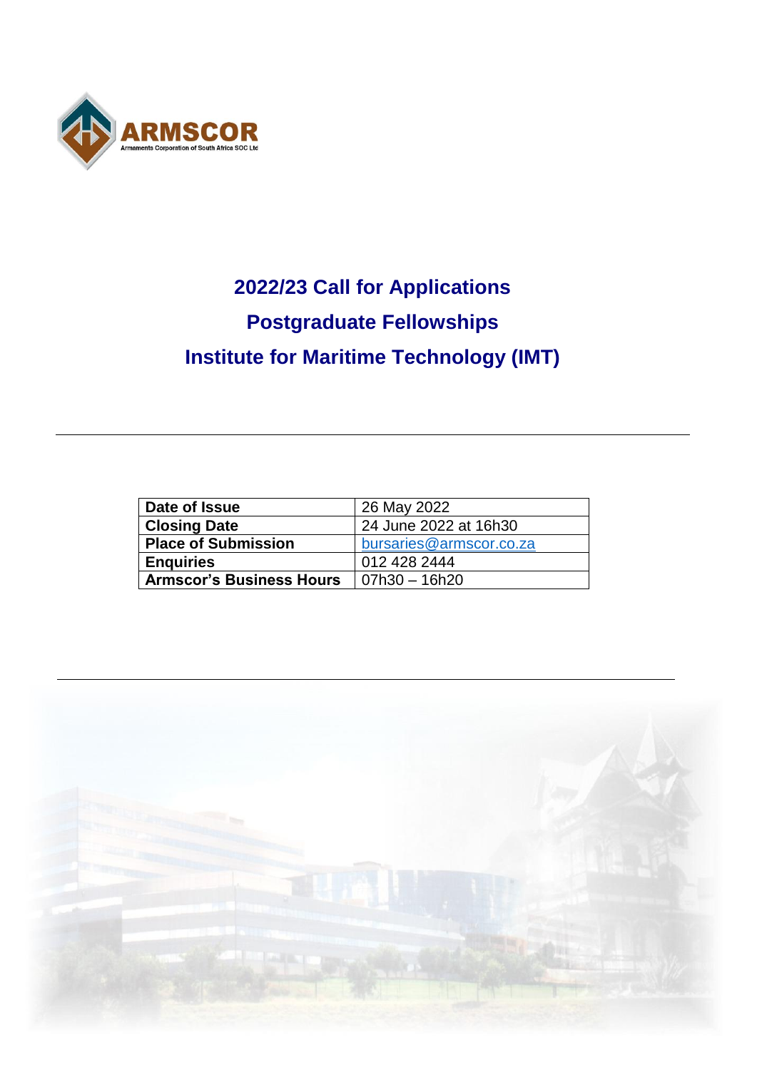ARMSCOR

Armaments Corporation of South Africa SOC Ltd

# 2022/23 Call for Applications

# Postgraduate Fellowships

# Institute for Maritime Technology (IMT)

| Date of Issue | 26 May 2022 |
|---|---|
| Closing Date | 24 June 2022 at 16h30 |
| Place of Submission | bursaries@armscor.co.za |
| Enquiries | 012 428 2444 |
| Armscor's Business Hours | 07h30 – 16h20 |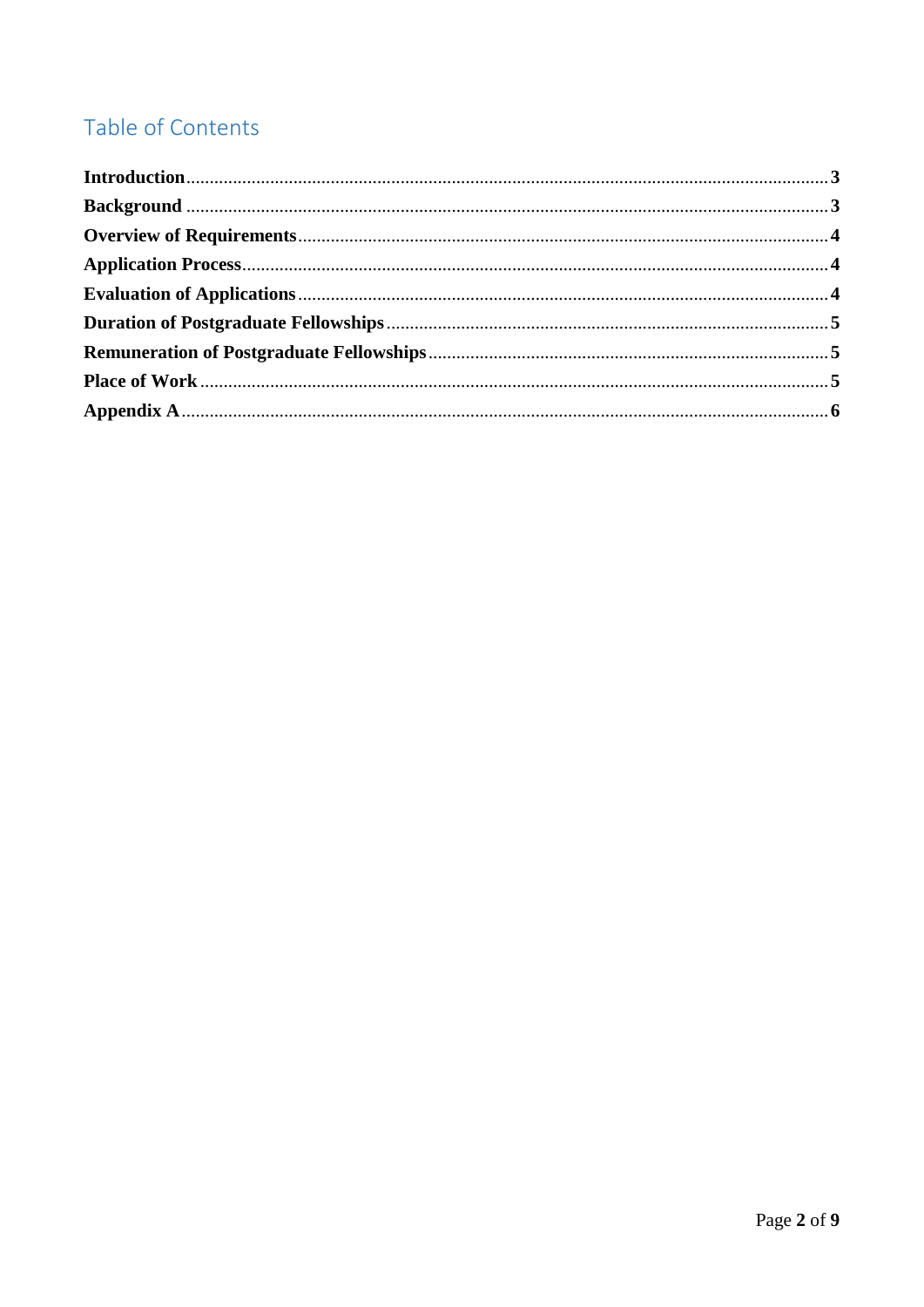# Table of Contents

**Introduction** .......... **3**
**Background** .......... **3**
**Overview of Requirements** .......... **4**
**Application Process** .......... **4**
**Evaluation of Applications** .......... **4**
**Duration of Postgraduate Fellowships** .......... **5**
**Remuneration of Postgraduate Fellowships** .......... **5**
**Place of Work** .......... **5**
**Appendix A** .......... **6**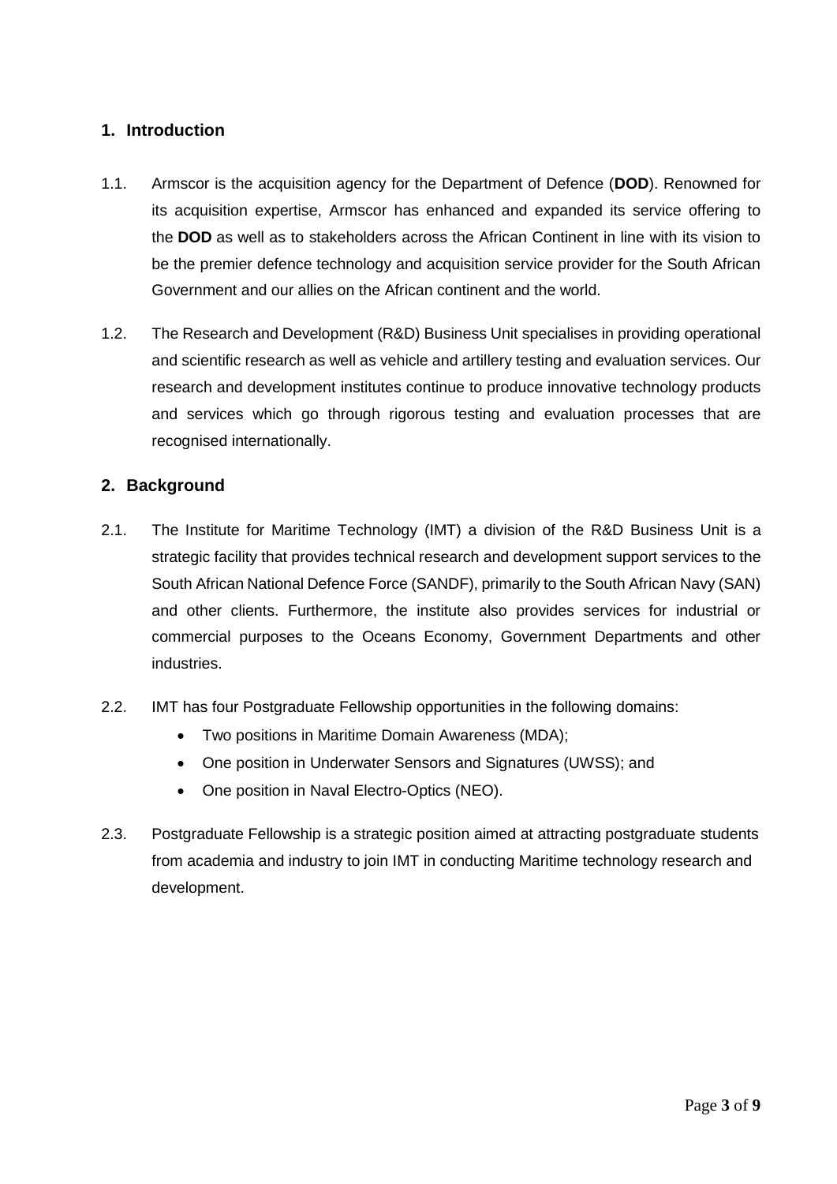## 1. Introduction

1.1. Armscor is the acquisition agency for the Department of Defence (**DOD**). Renowned for its acquisition expertise, Armscor has enhanced and expanded its service offering to the **DOD** as well as to stakeholders across the African Continent in line with its vision to be the premier defence technology and acquisition service provider for the South African Government and our allies on the African continent and the world.

1.2. The Research and Development (R&D) Business Unit specialises in providing operational and scientific research as well as vehicle and artillery testing and evaluation services. Our research and development institutes continue to produce innovative technology products and services which go through rigorous testing and evaluation processes that are recognised internationally.

## 2. Background

2.1. The Institute for Maritime Technology (IMT) a division of the R&D Business Unit is a strategic facility that provides technical research and development support services to the South African National Defence Force (SANDF), primarily to the South African Navy (SAN) and other clients. Furthermore, the institute also provides services for industrial or commercial purposes to the Oceans Economy, Government Departments and other industries.

2.2. IMT has four Postgraduate Fellowship opportunities in the following domains:

- Two positions in Maritime Domain Awareness (MDA);
- One position in Underwater Sensors and Signatures (UWSS); and
- One position in Naval Electro-Optics (NEO).

2.3. Postgraduate Fellowship is a strategic position aimed at attracting postgraduate students from academia and industry to join IMT in conducting Maritime technology research and development.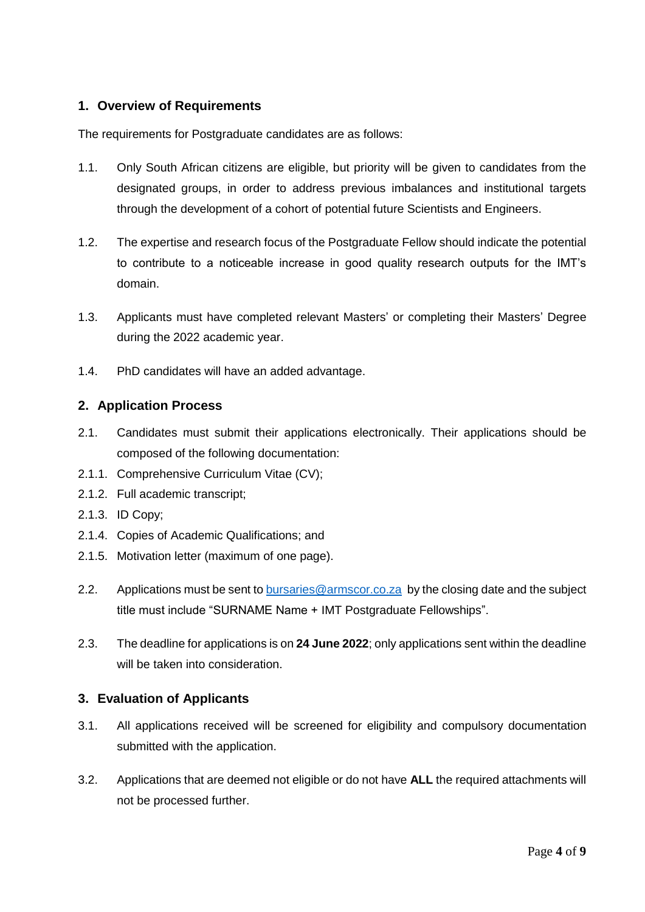## 1. Overview of Requirements

The requirements for Postgraduate candidates are as follows:

1.1. Only South African citizens are eligible, but priority will be given to candidates from the designated groups, in order to address previous imbalances and institutional targets through the development of a cohort of potential future Scientists and Engineers.

1.2. The expertise and research focus of the Postgraduate Fellow should indicate the potential to contribute to a noticeable increase in good quality research outputs for the IMT's domain.

1.3. Applicants must have completed relevant Masters' or completing their Masters' Degree during the 2022 academic year.

1.4. PhD candidates will have an added advantage.

## 2. Application Process

2.1. Candidates must submit their applications electronically. Their applications should be composed of the following documentation:

2.1.1. Comprehensive Curriculum Vitae (CV);

2.1.2. Full academic transcript;

2.1.3. ID Copy;

2.1.4. Copies of Academic Qualifications; and

2.1.5. Motivation letter (maximum of one page).

2.2. Applications must be sent to bursaries@armscor.co.za by the closing date and the subject title must include "SURNAME Name + IMT Postgraduate Fellowships".

2.3. The deadline for applications is on **24 June 2022**; only applications sent within the deadline will be taken into consideration.

## 3. Evaluation of Applicants

3.1. All applications received will be screened for eligibility and compulsory documentation submitted with the application.

3.2. Applications that are deemed not eligible or do not have **ALL** the required attachments will not be processed further.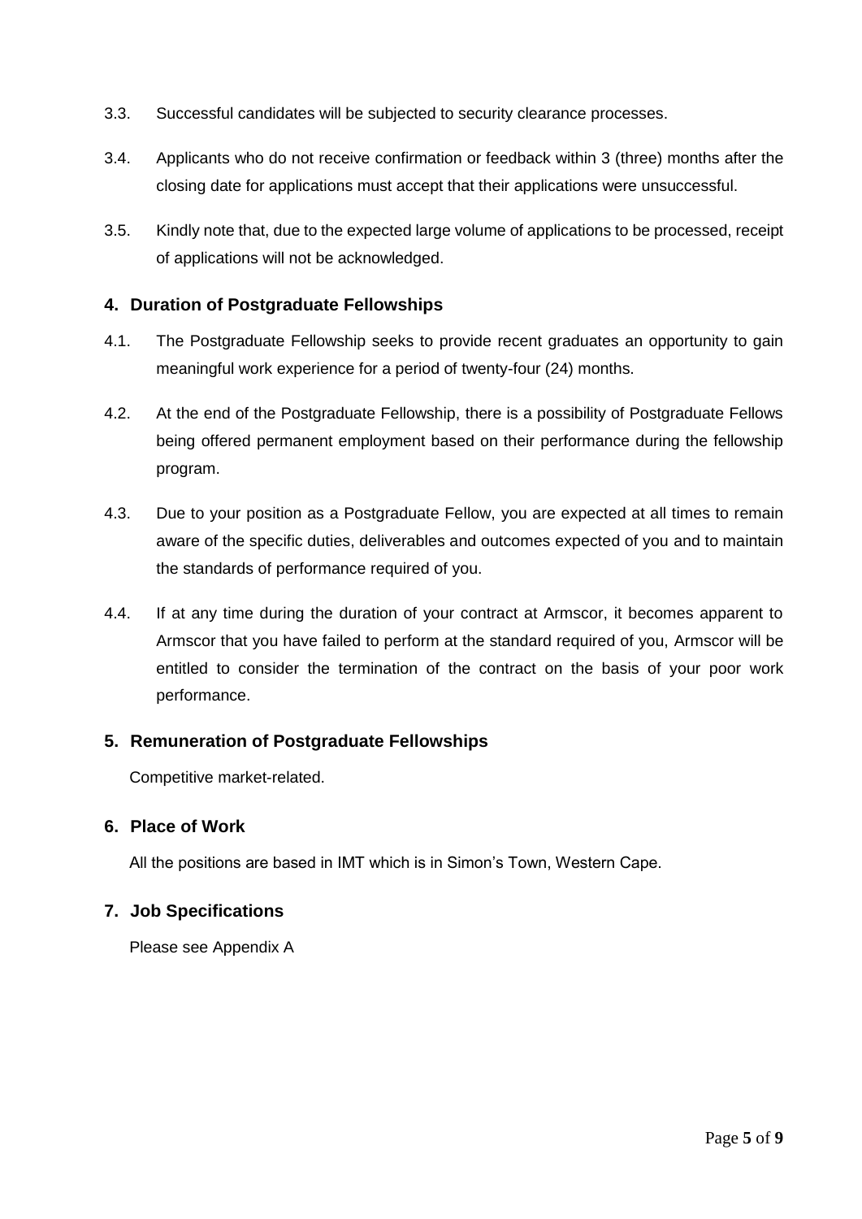3.3. Successful candidates will be subjected to security clearance processes.

3.4. Applicants who do not receive confirmation or feedback within 3 (three) months after the closing date for applications must accept that their applications were unsuccessful.

3.5. Kindly note that, due to the expected large volume of applications to be processed, receipt of applications will not be acknowledged.

## 4. Duration of Postgraduate Fellowships

4.1. The Postgraduate Fellowship seeks to provide recent graduates an opportunity to gain meaningful work experience for a period of twenty-four (24) months.

4.2. At the end of the Postgraduate Fellowship, there is a possibility of Postgraduate Fellows being offered permanent employment based on their performance during the fellowship program.

4.3. Due to your position as a Postgraduate Fellow, you are expected at all times to remain aware of the specific duties, deliverables and outcomes expected of you and to maintain the standards of performance required of you.

4.4. If at any time during the duration of your contract at Armscor, it becomes apparent to Armscor that you have failed to perform at the standard required of you, Armscor will be entitled to consider the termination of the contract on the basis of your poor work performance.

## 5. Remuneration of Postgraduate Fellowships

Competitive market-related.

## 6. Place of Work

All the positions are based in IMT which is in Simon's Town, Western Cape.

## 7. Job Specifications

Please see Appendix A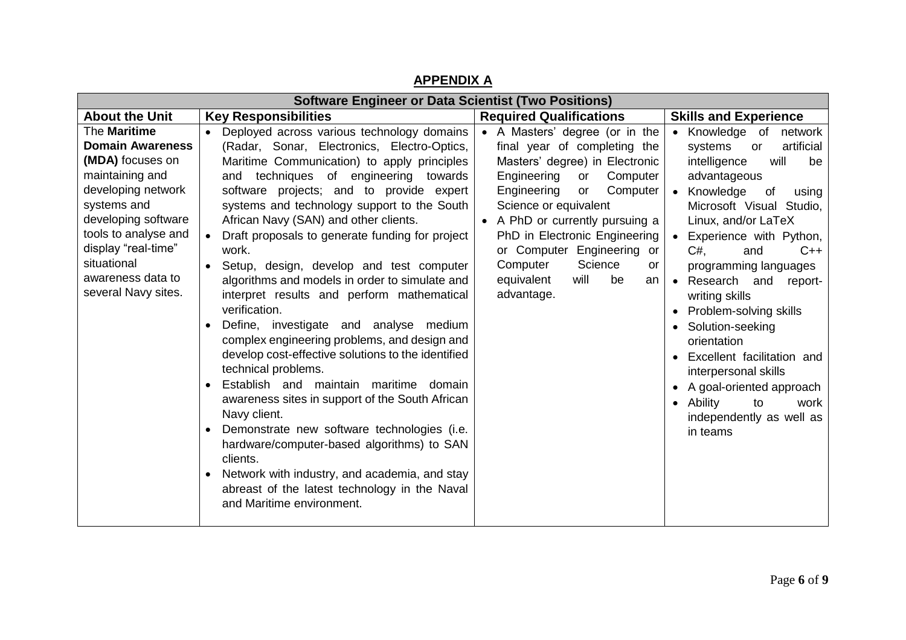## APPENDIX A

| Software Engineer or Data Scientist (Two Positions) | | | |
|---|---|---|---|
| **About the Unit** | **Key Responsibilities** | **Required Qualifications** | **Skills and Experience** |
| The **Maritime Domain Awareness (MDA)** focuses on maintaining and developing network systems and developing software tools to analyse and display "real-time" situational awareness data to several Navy sites. | • Deployed across various technology domains (Radar, Sonar, Electronics, Electro-Optics, Maritime Communication) to apply principles and techniques of engineering towards software projects; and to provide expert systems and technology support to the South African Navy (SAN) and other clients.<br>• Draft proposals to generate funding for project work.<br>• Setup, design, develop and test computer algorithms and models in order to simulate and interpret results and perform mathematical verification.<br>• Define, investigate and analyse medium complex engineering problems, and design and develop cost-effective solutions to the identified technical problems.<br>• Establish and maintain maritime domain awareness sites in support of the South African Navy client.<br>• Demonstrate new software technologies (i.e. hardware/computer-based algorithms) to SAN clients.<br>• Network with industry, and academia, and stay abreast of the latest technology in the Naval and Maritime environment. | • A Masters' degree (or in the final year of completing the Masters' degree) in Electronic Engineering or Computer Engineering or Computer Science or equivalent<br>• A PhD or currently pursuing a PhD in Electronic Engineering or Computer Engineering or Computer Science or equivalent will be an advantage. | • Knowledge of network systems or artificial intelligence will be advantageous<br>• Knowledge of using Microsoft Visual Studio, Linux, and/or LaTeX<br>• Experience with Python, C#, and C++ programming languages<br>• Research and report-writing skills<br>• Problem-solving skills<br>• Solution-seeking orientation<br>• Excellent facilitation and interpersonal skills<br>• A goal-oriented approach<br>• Ability to work independently as well as in teams |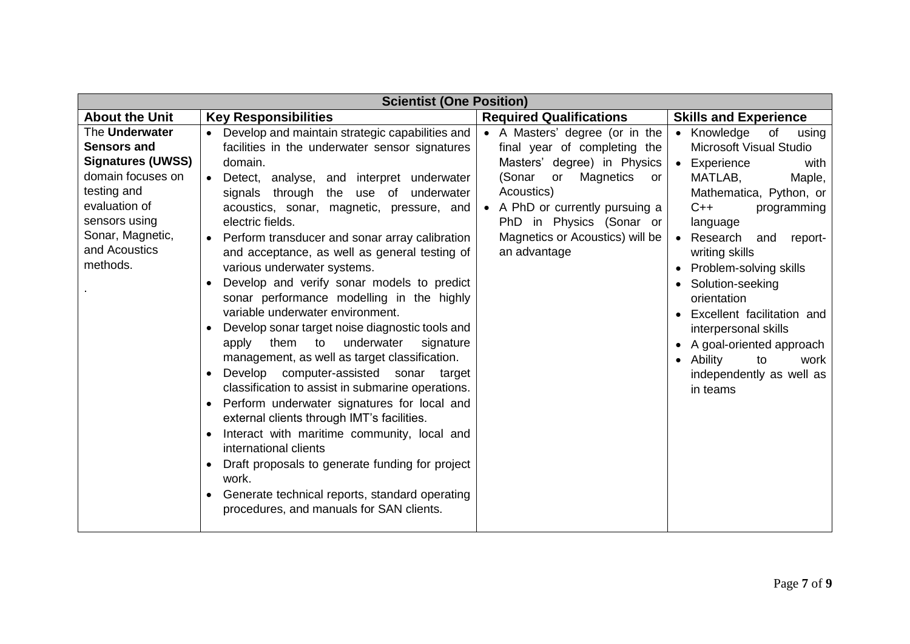| Scientist (One Position) | | | |
|---|---|---|---|
| **About the Unit** | **Key Responsibilities** | **Required Qualifications** | **Skills and Experience** |
| The **Underwater Sensors and Signatures (UWSS)** domain focuses on testing and evaluation of sensors using Sonar, Magnetic, and Acoustics methods.<br><br>. | • Develop and maintain strategic capabilities and facilities in the underwater sensor signatures domain.<br>• Detect, analyse, and interpret underwater signals through the use of underwater acoustics, sonar, magnetic, pressure, and electric fields.<br>• Perform transducer and sonar array calibration and acceptance, as well as general testing of various underwater systems.<br>• Develop and verify sonar models to predict sonar performance modelling in the highly variable underwater environment.<br>• Develop sonar target noise diagnostic tools and apply them to underwater signature management, as well as target classification.<br>• Develop computer-assisted sonar target classification to assist in submarine operations.<br>• Perform underwater signatures for local and external clients through IMT's facilities.<br>• Interact with maritime community, local and international clients<br>• Draft proposals to generate funding for project work.<br>• Generate technical reports, standard operating procedures, and manuals for SAN clients. | • A Masters' degree (or in the final year of completing the Masters' degree) in Physics (Sonar or Magnetics or Acoustics)<br>• A PhD or currently pursuing a PhD in Physics (Sonar or Magnetics or Acoustics) will be an advantage | • Knowledge of using Microsoft Visual Studio<br>• Experience with MATLAB, Maple, Mathematica, Python, or C++ programming language<br>• Research and report-writing skills<br>• Problem-solving skills<br>• Solution-seeking orientation<br>• Excellent facilitation and interpersonal skills<br>• A goal-oriented approach<br>• Ability to work independently as well as in teams |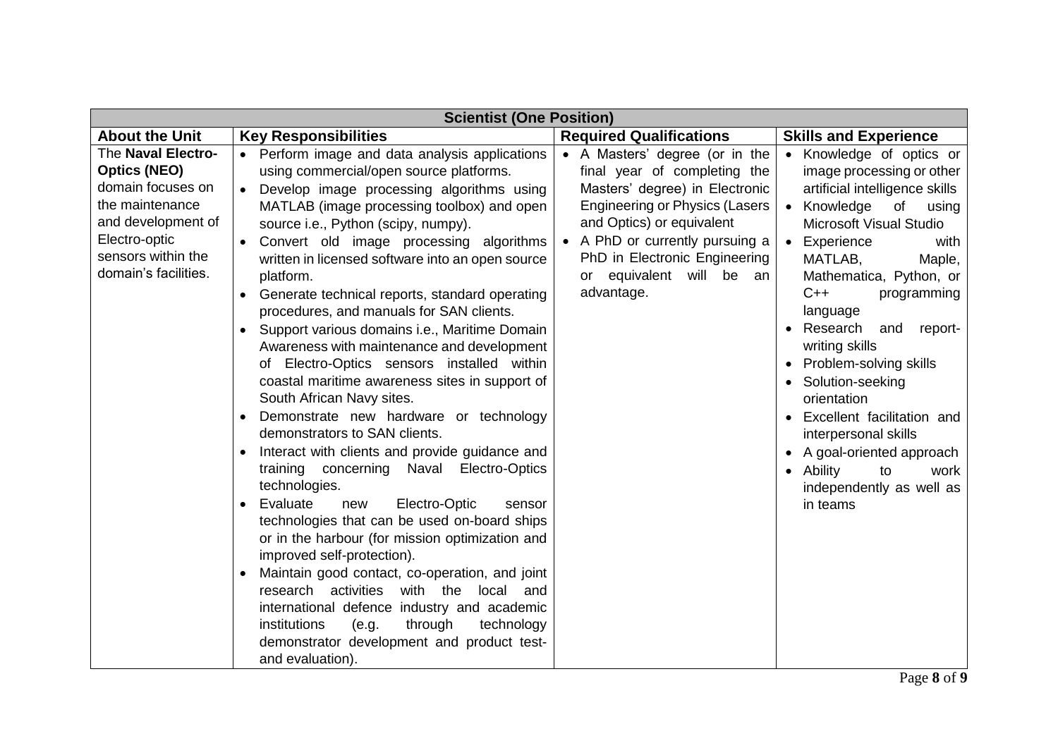| Scientist (One Position) | | | |
|---|---|---|---|
| **About the Unit** | **Key Responsibilities** | **Required Qualifications** | **Skills and Experience** |
| The **Naval Electro-Optics (NEO)** domain focuses on the maintenance and development of Electro-optic sensors within the domain's facilities. | • Perform image and data analysis applications using commercial/open source platforms.<br>• Develop image processing algorithms using MATLAB (image processing toolbox) and open source i.e., Python (scipy, numpy).<br>• Convert old image processing algorithms written in licensed software into an open source platform.<br>• Generate technical reports, standard operating procedures, and manuals for SAN clients.<br>• Support various domains i.e., Maritime Domain Awareness with maintenance and development of Electro-Optics sensors installed within coastal maritime awareness sites in support of South African Navy sites.<br>• Demonstrate new hardware or technology demonstrators to SAN clients.<br>• Interact with clients and provide guidance and training concerning Naval Electro-Optics technologies.<br>• Evaluate new Electro-Optic sensor technologies that can be used on-board ships or in the harbour (for mission optimization and improved self-protection).<br>• Maintain good contact, co-operation, and joint research activities with the local and international defence industry and academic institutions (e.g. through technology demonstrator development and product test-and evaluation). | • A Masters' degree (or in the final year of completing the Masters' degree) in Electronic Engineering or Physics (Lasers and Optics) or equivalent<br>• A PhD or currently pursuing a PhD in Electronic Engineering or equivalent will be an advantage. | • Knowledge of optics or image processing or other artificial intelligence skills<br>• Knowledge of using Microsoft Visual Studio<br>• Experience with MATLAB, Maple, Mathematica, Python, or C++ programming language<br>• Research and report-writing skills<br>• Problem-solving skills<br>• Solution-seeking orientation<br>• Excellent facilitation and interpersonal skills<br>• A goal-oriented approach<br>• Ability to work independently as well as in teams |